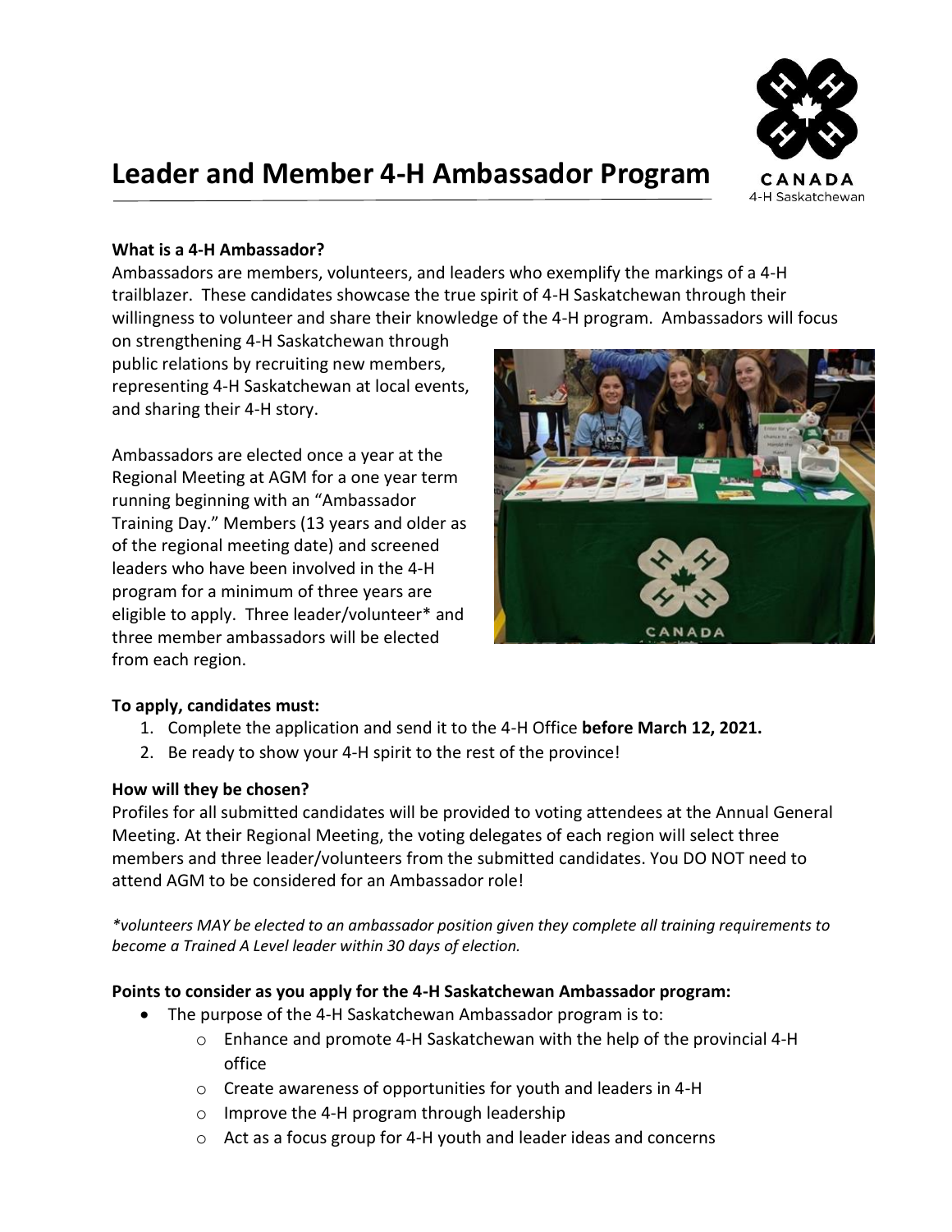# Leader and Member 4-H Ambassador Program

**What is a 4-H Ambassador?**

Ambassadors are members, volunteers, and leaders who exemplify the markings of a 4-H trailblazer. These candidates showcase the true spirit of 4-H Saskatchewan through their willingness to volunteer and share their knowledge of the 4-H program. Ambassadors will focus on strengthening 4-H Saskatchewan through public relations by recruiting new members, representing 4-H Saskatchewan at local events, and sharing their 4-H story.

Ambassadors are elected once a year at the Regional Meeting at AGM for a one year term running beginning with an "Ambassador Training Day." Members (13 years and older as of the regional meeting date) and screened leaders who have been involved in the 4-H program for a minimum of three years are eligible to apply. Three leader/volunteer* and three member ambassadors will be elected from each region.

**To apply, candidates must:**

1. Complete the application and send it to the 4-H Office **before March 12, 2021.**
2. Be ready to show your 4-H spirit to the rest of the province!

**How will they be chosen?**

Profiles for all submitted candidates will be provided to voting attendees at the Annual General Meeting. At their Regional Meeting, the voting delegates of each region will select three members and three leader/volunteers from the submitted candidates. You DO NOT need to attend AGM to be considered for an Ambassador role!

*\*volunteers MAY be elected to an ambassador position given they complete all training requirements to become a Trained A Level leader within 30 days of election.*

**Points to consider as you apply for the 4-H Saskatchewan Ambassador program:**

- The purpose of the 4-H Saskatchewan Ambassador program is to:
  - Enhance and promote 4-H Saskatchewan with the help of the provincial 4-H office
  - Create awareness of opportunities for youth and leaders in 4-H
  - Improve the 4-H program through leadership
  - Act as a focus group for 4-H youth and leader ideas and concerns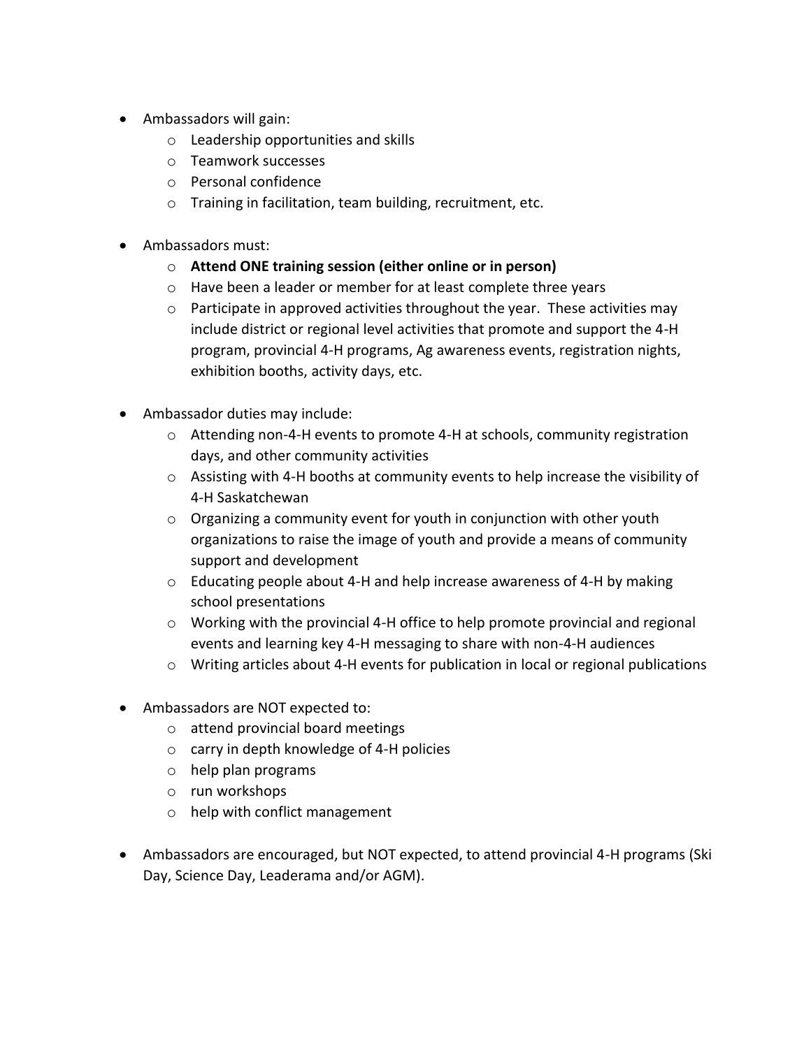- Ambassadors will gain:
  - Leadership opportunities and skills
  - Teamwork successes
  - Personal confidence
  - Training in facilitation, team building, recruitment, etc.

- Ambassadors must:
  - **Attend ONE training session (either online or in person)**
  - Have been a leader or member for at least complete three years
  - Participate in approved activities throughout the year. These activities may include district or regional level activities that promote and support the 4-H program, provincial 4-H programs, Ag awareness events, registration nights, exhibition booths, activity days, etc.

- Ambassador duties may include:
  - Attending non-4-H events to promote 4-H at schools, community registration days, and other community activities
  - Assisting with 4-H booths at community events to help increase the visibility of 4-H Saskatchewan
  - Organizing a community event for youth in conjunction with other youth organizations to raise the image of youth and provide a means of community support and development
  - Educating people about 4-H and help increase awareness of 4-H by making school presentations
  - Working with the provincial 4-H office to help promote provincial and regional events and learning key 4-H messaging to share with non-4-H audiences
  - Writing articles about 4-H events for publication in local or regional publications

- Ambassadors are NOT expected to:
  - attend provincial board meetings
  - carry in depth knowledge of 4-H policies
  - help plan programs
  - run workshops
  - help with conflict management

- Ambassadors are encouraged, but NOT expected, to attend provincial 4-H programs (Ski Day, Science Day, Leaderama and/or AGM).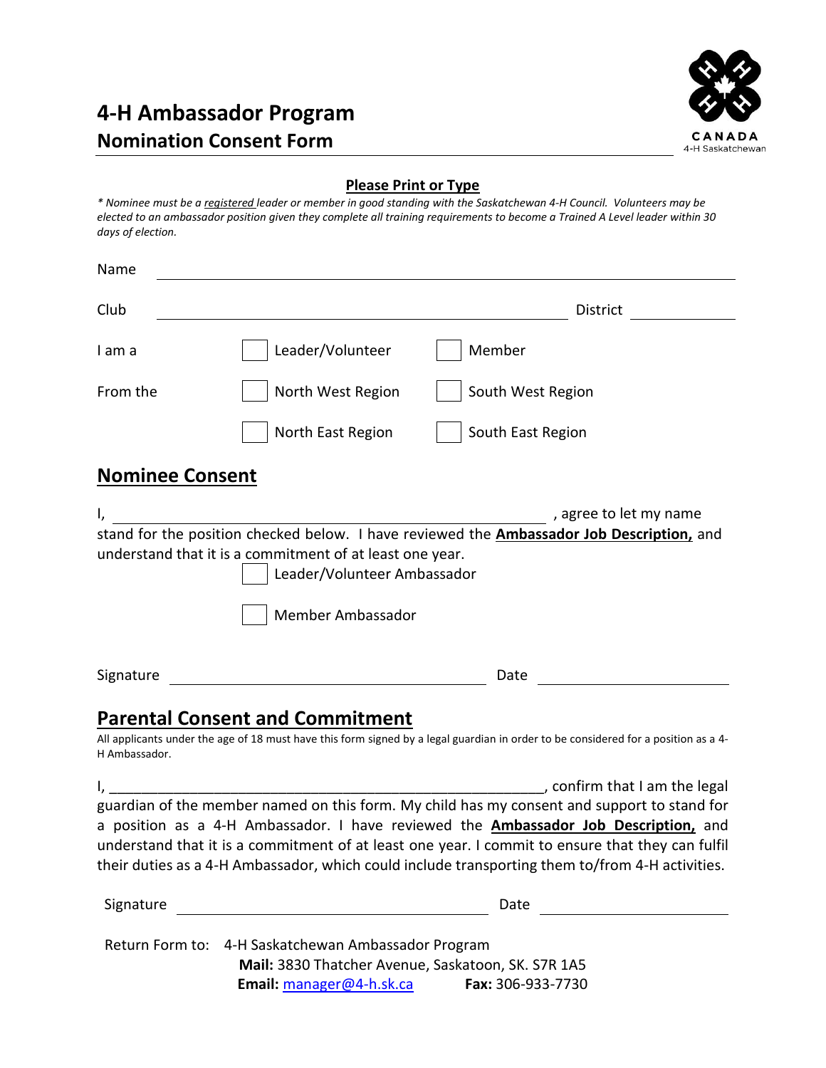# 4-H Ambassador Program

## Nomination Consent Form

CANADA
4-H Saskatchewan

**Please Print or Type**

*\* Nominee must be a registered leader or member in good standing with the Saskatchewan 4-H Council. Volunteers may be elected to an ambassador position given they complete all training requirements to become a Trained A Level leader within 30 days of election.*

Name ______________________________________________

Club ______________________________ District __________

I am a ☐ Leader/Volunteer ☐ Member

From the ☐ North West Region ☐ South West Region

☐ North East Region ☐ South East Region

## Nominee Consent

I, ______________________________, agree to let my name stand for the position checked below. I have reviewed the **Ambassador Job Description,** and understand that it is a commitment of at least one year.

☐ Leader/Volunteer Ambassador

☐ Member Ambassador

Signature ______________________ Date ______________

## Parental Consent and Commitment

All applicants under the age of 18 must have this form signed by a legal guardian in order to be considered for a position as a 4-H Ambassador.

I, ______________________________________________, confirm that I am the legal guardian of the member named on this form. My child has my consent and support to stand for a position as a 4-H Ambassador. I have reviewed the **Ambassador Job Description,** and understand that it is a commitment of at least one year. I commit to ensure that they can fulfil their duties as a 4-H Ambassador, which could include transporting them to/from 4-H activities.

Signature ______________________ Date ______________

Return Form to: 4-H Saskatchewan Ambassador Program
**Mail:** 3830 Thatcher Avenue, Saskatoon, SK. S7R 1A5
**Email:** manager@4-h.sk.ca **Fax:** 306-933-7730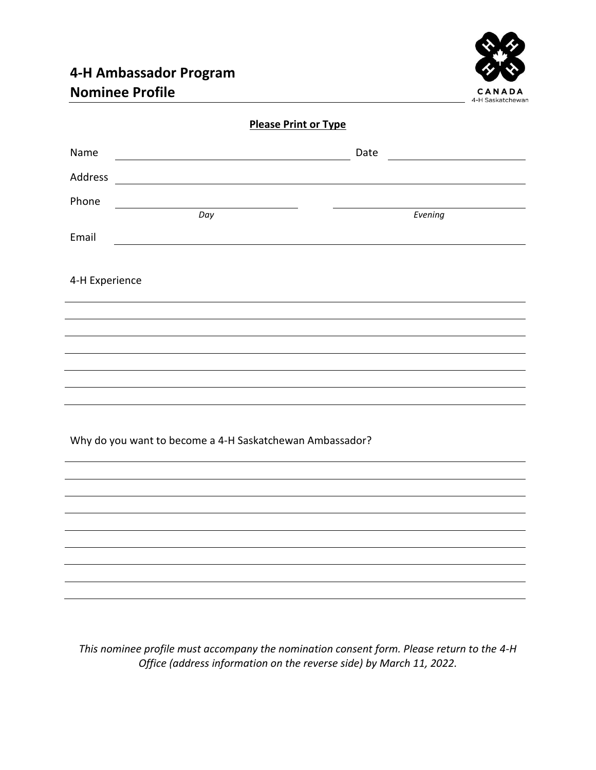# 4-H Ambassador Program
## Nominee Profile

CANADA
4-H Saskatchewan

**Please Print or Type**

Name ______________________________ Date ____________________

Address ______________________________________________________

Phone ________________________ ________________________
*Day* *Evening*

Email ______________________________________________________

4-H Experience

______________________________________________________________________

______________________________________________________________________

______________________________________________________________________

______________________________________________________________________

______________________________________________________________________

______________________________________________________________________

Why do you want to become a 4-H Saskatchewan Ambassador?

______________________________________________________________________

______________________________________________________________________

______________________________________________________________________

______________________________________________________________________

______________________________________________________________________

______________________________________________________________________

______________________________________________________________________

______________________________________________________________________

*This nominee profile must accompany the nomination consent form. Please return to the 4-H Office (address information on the reverse side) by March 11, 2022.*